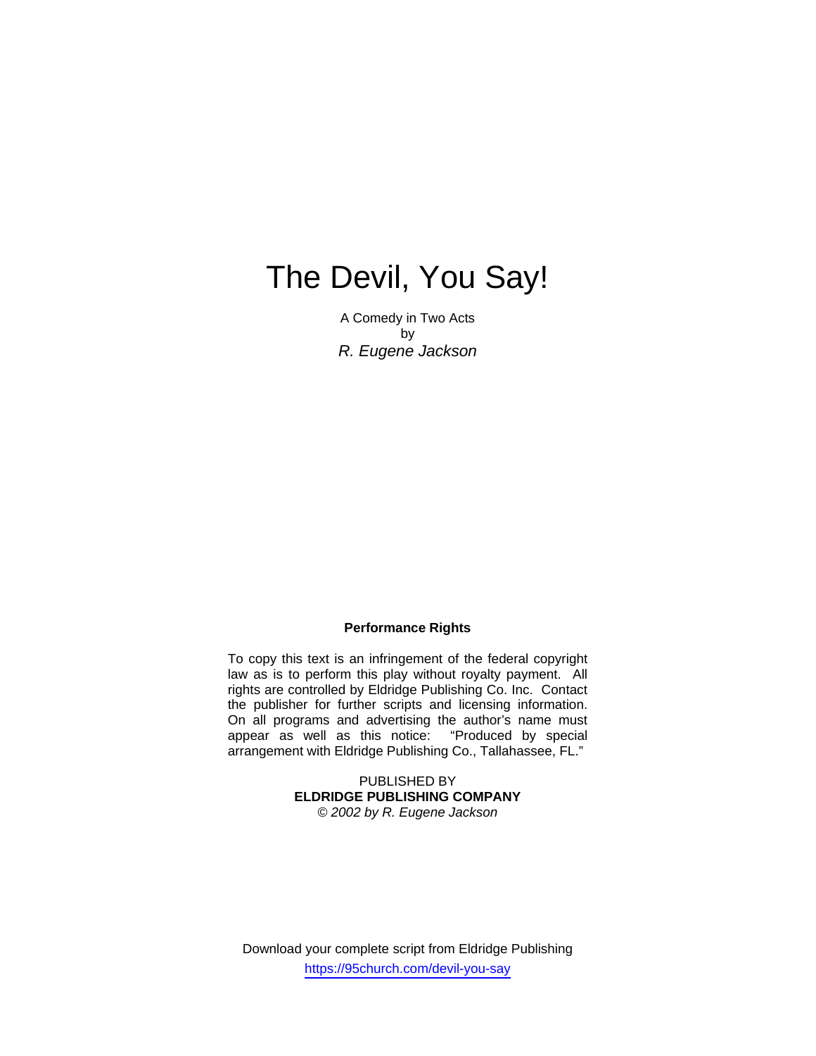# The Devil, You Say!

A Comedy in Two Acts
by
*R. Eugene Jackson*

**Performance Rights**

To copy this text is an infringement of the federal copyright law as is to perform this play without royalty payment. All rights are controlled by Eldridge Publishing Co. Inc. Contact the publisher for further scripts and licensing information. On all programs and advertising the author's name must appear as well as this notice: "Produced by special arrangement with Eldridge Publishing Co., Tallahassee, FL."

PUBLISHED BY
**ELDRIDGE PUBLISHING COMPANY**
*© 2002 by R. Eugene Jackson*

Download your complete script from Eldridge Publishing
https://95church.com/devil-you-say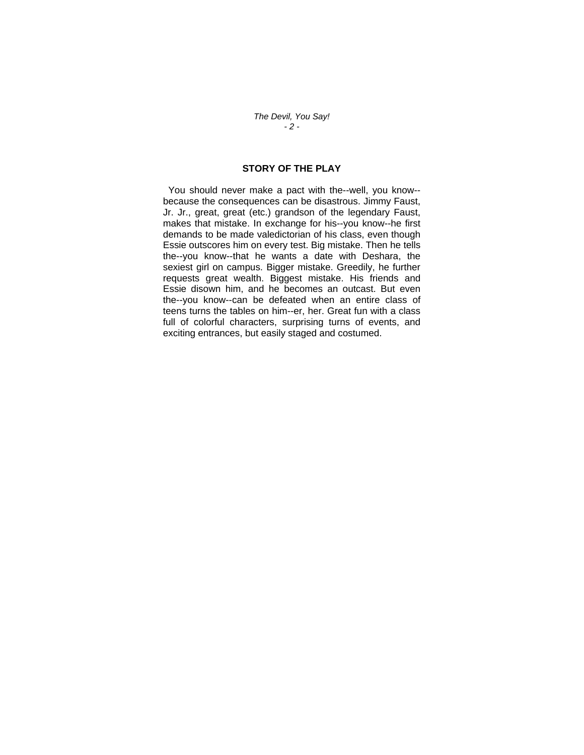## STORY OF THE PLAY

You should never make a pact with the--well, you know--because the consequences can be disastrous. Jimmy Faust, Jr. Jr., great, great (etc.) grandson of the legendary Faust, makes that mistake. In exchange for his--you know--he first demands to be made valedictorian of his class, even though Essie outscores him on every test. Big mistake. Then he tells the--you know--that he wants a date with Deshara, the sexiest girl on campus. Bigger mistake. Greedily, he further requests great wealth. Biggest mistake. His friends and Essie disown him, and he becomes an outcast. But even the--you know--can be defeated when an entire class of teens turns the tables on him--er, her. Great fun with a class full of colorful characters, surprising turns of events, and exciting entrances, but easily staged and costumed.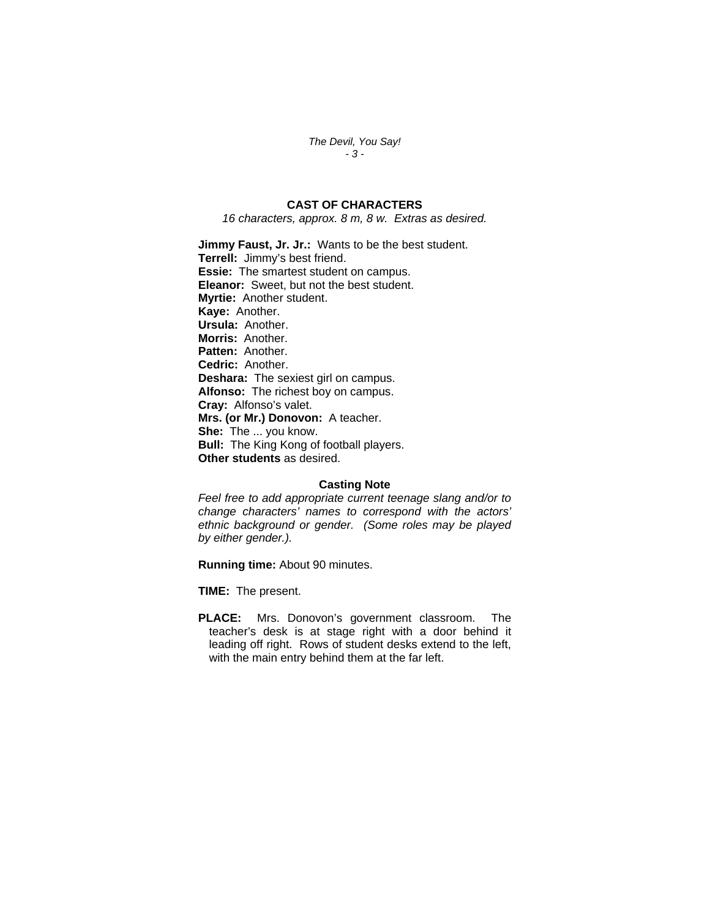## CAST OF CHARACTERS

*16 characters, approx. 8 m, 8 w. Extras as desired.*

**Jimmy Faust, Jr. Jr.:** Wants to be the best student.
**Terrell:** Jimmy's best friend.
**Essie:** The smartest student on campus.
**Eleanor:** Sweet, but not the best student.
**Myrtie:** Another student.
**Kaye:** Another.
**Ursula:** Another.
**Morris:** Another.
**Patten:** Another.
**Cedric:** Another.
**Deshara:** The sexiest girl on campus.
**Alfonso:** The richest boy on campus.
**Cray:** Alfonso's valet.
**Mrs. (or Mr.) Donovon:** A teacher.
**She:** The ... you know.
**Bull:** The King Kong of football players.
**Other students** as desired.

### Casting Note

*Feel free to add appropriate current teenage slang and/or to change characters' names to correspond with the actors' ethnic background or gender. (Some roles may be played by either gender.).*

**Running time:** About 90 minutes.

**TIME:** The present.

**PLACE:** Mrs. Donovon's government classroom. The teacher's desk is at stage right with a door behind it leading off right. Rows of student desks extend to the left, with the main entry behind them at the far left.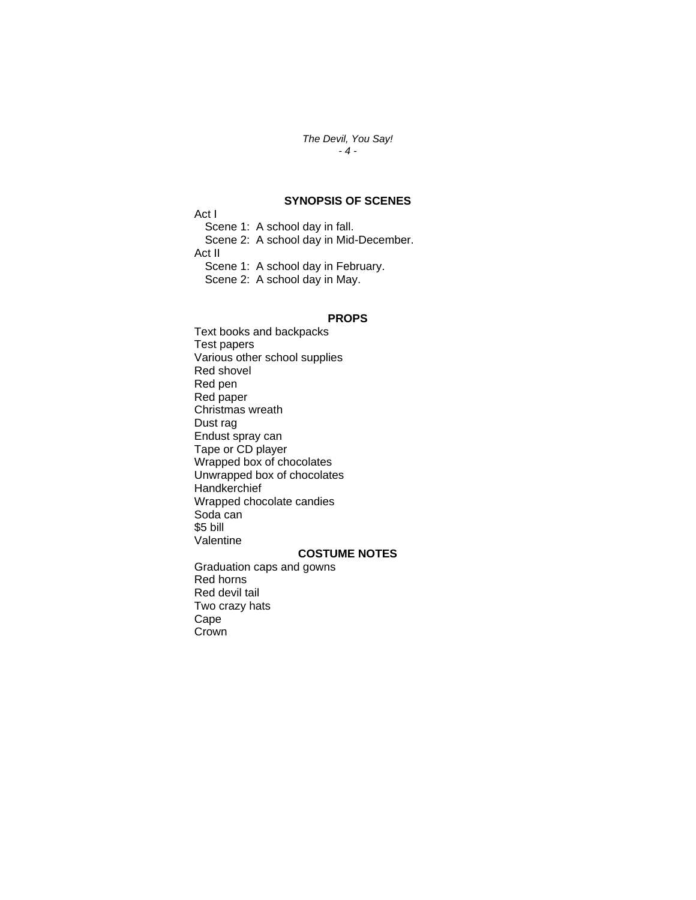## SYNOPSIS OF SCENES

Act I

Scene 1: A school day in fall.

Scene 2: A school day in Mid-December.

Act II

Scene 1: A school day in February.

Scene 2: A school day in May.

## PROPS

Text books and backpacks
Test papers
Various other school supplies
Red shovel
Red pen
Red paper
Christmas wreath
Dust rag
Endust spray can
Tape or CD player
Wrapped box of chocolates
Unwrapped box of chocolates
Handkerchief
Wrapped chocolate candies
Soda can
$5 bill
Valentine

## COSTUME NOTES

Graduation caps and gowns
Red horns
Red devil tail
Two crazy hats
Cape
Crown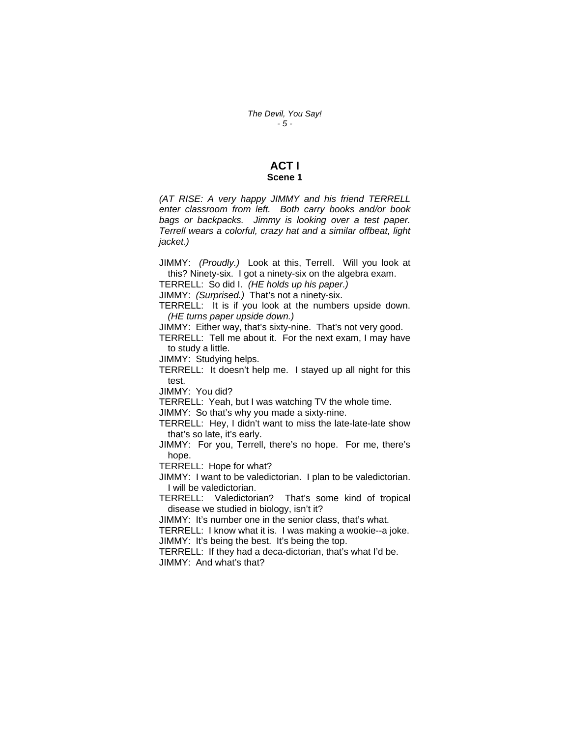# ACT I
## Scene 1

*(AT RISE: A very happy JIMMY and his friend TERRELL enter classroom from left. Both carry books and/or book bags or backpacks. Jimmy is looking over a test paper. Terrell wears a colorful, crazy hat and a similar offbeat, light jacket.)*

JIMMY: *(Proudly.)* Look at this, Terrell. Will you look at this? Ninety-six. I got a ninety-six on the algebra exam.

TERRELL: So did I. *(HE holds up his paper.)*

JIMMY: *(Surprised.)* That's not a ninety-six.

TERRELL: It is if you look at the numbers upside down. *(HE turns paper upside down.)*

JIMMY: Either way, that's sixty-nine. That's not very good.

TERRELL: Tell me about it. For the next exam, I may have to study a little.

JIMMY: Studying helps.

TERRELL: It doesn't help me. I stayed up all night for this test.

JIMMY: You did?

TERRELL: Yeah, but I was watching TV the whole time.

JIMMY: So that's why you made a sixty-nine.

TERRELL: Hey, I didn't want to miss the late-late-late show that's so late, it's early.

JIMMY: For you, Terrell, there's no hope. For me, there's hope.

TERRELL: Hope for what?

JIMMY: I want to be valedictorian. I plan to be valedictorian. I will be valedictorian.

TERRELL: Valedictorian? That's some kind of tropical disease we studied in biology, isn't it?

JIMMY: It's number one in the senior class, that's what.

TERRELL: I know what it is. I was making a wookie--a joke.

JIMMY: It's being the best. It's being the top.

TERRELL: If they had a deca-dictorian, that's what I'd be.

JIMMY: And what's that?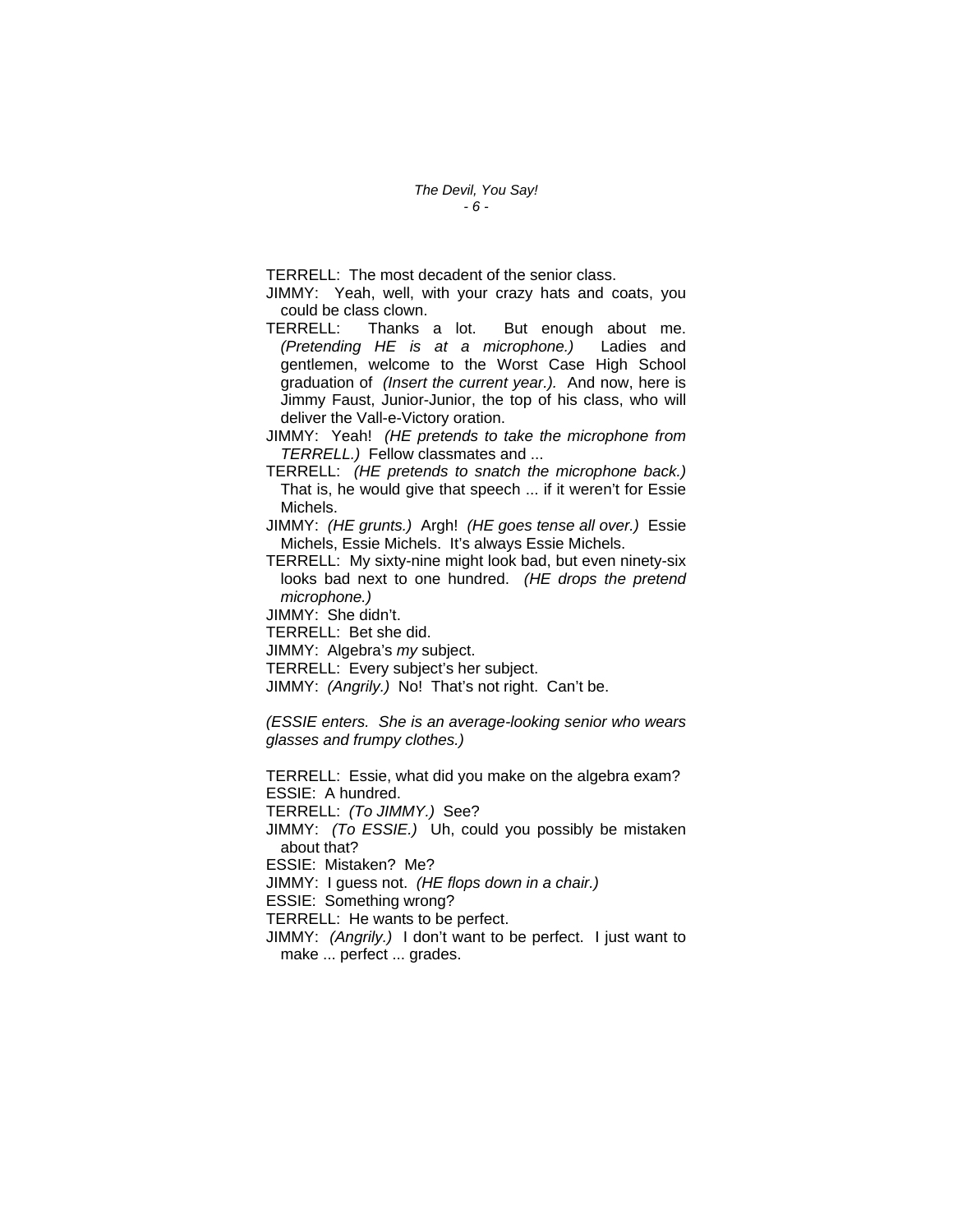TERRELL: The most decadent of the senior class.

JIMMY: Yeah, well, with your crazy hats and coats, you could be class clown.

TERRELL: Thanks a lot. But enough about me. *(Pretending HE is at a microphone.)* Ladies and gentlemen, welcome to the Worst Case High School graduation of *(Insert the current year.)*. And now, here is Jimmy Faust, Junior-Junior, the top of his class, who will deliver the Vall-e-Victory oration.

JIMMY: Yeah! *(HE pretends to take the microphone from TERRELL.)* Fellow classmates and ...

TERRELL: *(HE pretends to snatch the microphone back.)* That is, he would give that speech ... if it weren't for Essie Michels.

JIMMY: *(HE grunts.)* Argh! *(HE goes tense all over.)* Essie Michels, Essie Michels. It's always Essie Michels.

TERRELL: My sixty-nine might look bad, but even ninety-six looks bad next to one hundred. *(HE drops the pretend microphone.)*

JIMMY: She didn't.

TERRELL: Bet she did.

JIMMY: Algebra's *my* subject.

TERRELL: Every subject's her subject.

JIMMY: *(Angrily.)* No! That's not right. Can't be.

*(ESSIE enters. She is an average-looking senior who wears glasses and frumpy clothes.)*

TERRELL: Essie, what did you make on the algebra exam?

ESSIE: A hundred.

TERRELL: *(To JIMMY.)* See?

JIMMY: *(To ESSIE.)* Uh, could you possibly be mistaken about that?

ESSIE: Mistaken? Me?

JIMMY: I guess not. *(HE flops down in a chair.)*

ESSIE: Something wrong?

TERRELL: He wants to be perfect.

JIMMY: *(Angrily.)* I don't want to be perfect. I just want to make ... perfect ... grades.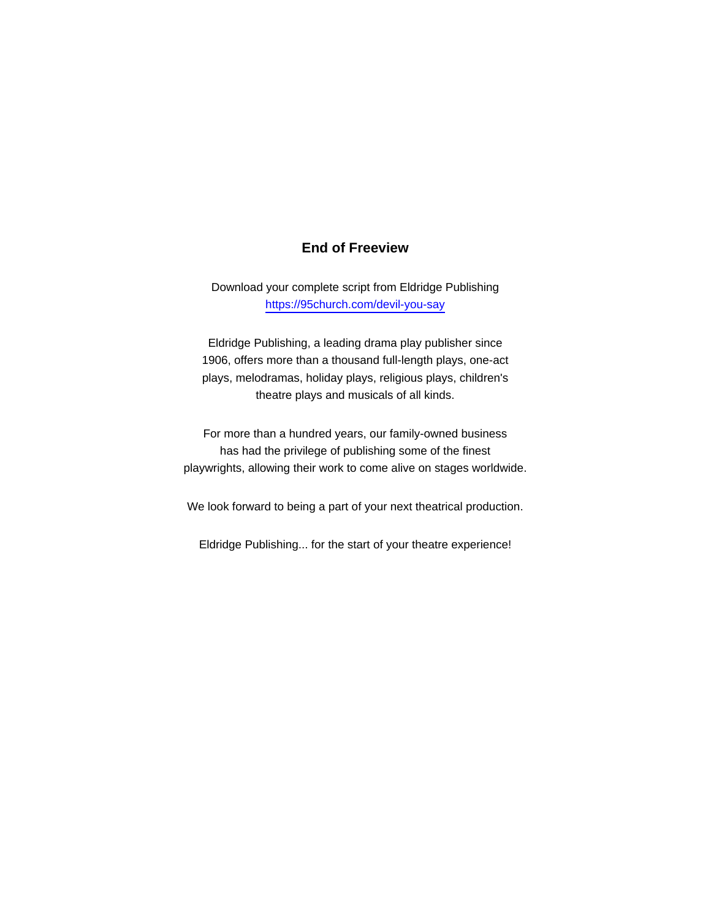## End of Freeview

Download your complete script from Eldridge Publishing
https://95church.com/devil-you-say

Eldridge Publishing, a leading drama play publisher since 1906, offers more than a thousand full-length plays, one-act plays, melodramas, holiday plays, religious plays, children's theatre plays and musicals of all kinds.

For more than a hundred years, our family-owned business has had the privilege of publishing some of the finest playwrights, allowing their work to come alive on stages worldwide.

We look forward to being a part of your next theatrical production.

Eldridge Publishing... for the start of your theatre experience!